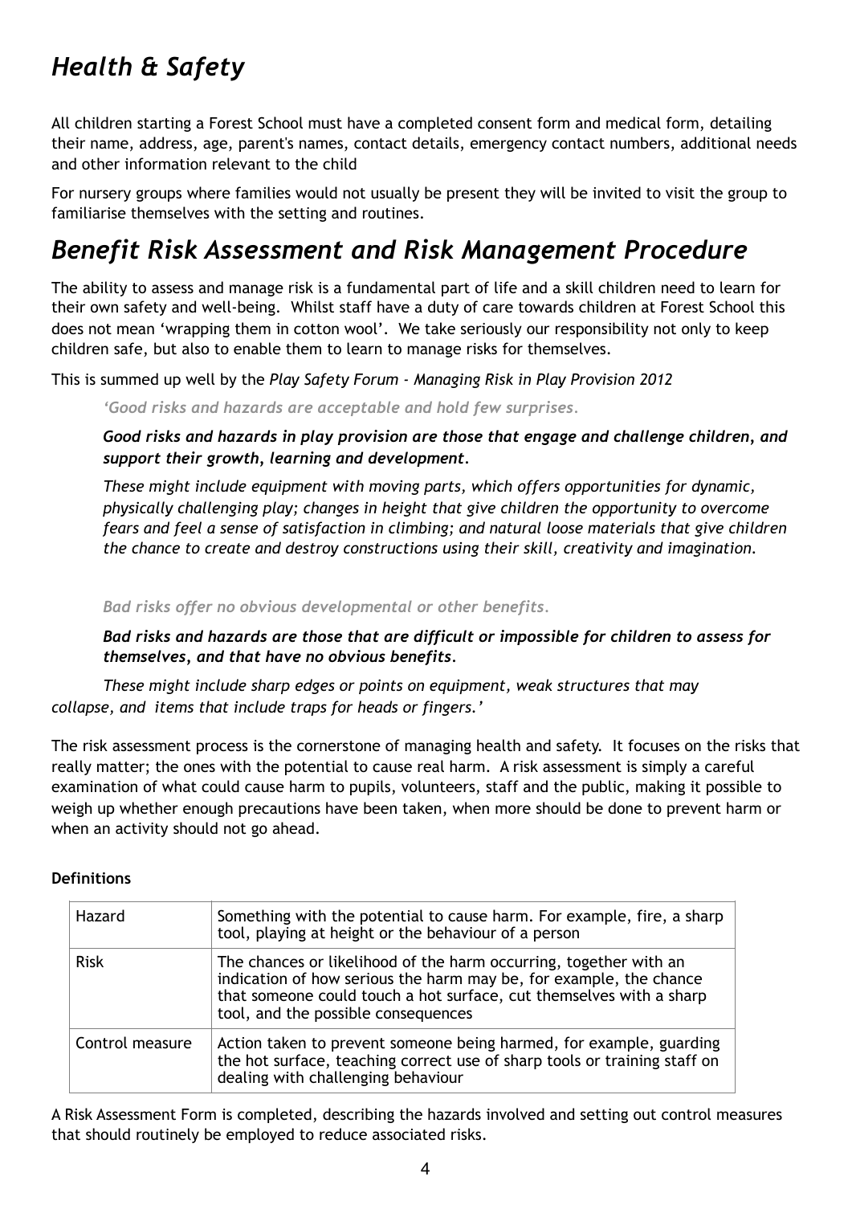# *Health & Safety*

All children starting a Forest School must have a completed consent form and medical form, detailing their name, address, age, parent's names, contact details, emergency contact numbers, additional needs and other information relevant to the child

For nursery groups where families would not usually be present they will be invited to visit the group to familiarise themselves with the setting and routines.

# *Benefit Risk Assessment and Risk Management Procedure*

The ability to assess and manage risk is a fundamental part of life and a skill children need to learn for their own safety and well-being. Whilst staff have a duty of care towards children at Forest School this does not mean 'wrapping them in cotton wool'. We take seriously our responsibility not only to keep children safe, but also to enable them to learn to manage risks for themselves.

This is summed up well by the *Play Safety Forum - Managing Risk in Play Provision 2012*

> *'Good risks and hazards are acceptable and hold few surprises.*
>
> ***Good risks and hazards in play provision are those that engage and challenge children, and support their growth, learning and development.***
>
> *These might include equipment with moving parts, which offers opportunities for dynamic, physically challenging play; changes in height that give children the opportunity to overcome fears and feel a sense of satisfaction in climbing; and natural loose materials that give children the chance to create and destroy constructions using their skill, creativity and imagination.*
>
> *Bad risks offer no obvious developmental or other benefits.*
>
> ***Bad risks and hazards are those that are difficult or impossible for children to assess for themselves, and that have no obvious benefits.***
>
> *These might include sharp edges or points on equipment, weak structures that may collapse, and items that include traps for heads or fingers.'*

The risk assessment process is the cornerstone of managing health and safety. It focuses on the risks that really matter; the ones with the potential to cause real harm. A risk assessment is simply a careful examination of what could cause harm to pupils, volunteers, staff and the public, making it possible to weigh up whether enough precautions have been taken, when more should be done to prevent harm or when an activity should not go ahead.

**Definitions**

| | |
|---|---|
| Hazard | Something with the potential to cause harm. For example, fire, a sharp tool, playing at height or the behaviour of a person |
| Risk | The chances or likelihood of the harm occurring, together with an indication of how serious the harm may be, for example, the chance that someone could touch a hot surface, cut themselves with a sharp tool, and the possible consequences |
| Control measure | Action taken to prevent someone being harmed, for example, guarding the hot surface, teaching correct use of sharp tools or training staff on dealing with challenging behaviour |

A Risk Assessment Form is completed, describing the hazards involved and setting out control measures that should routinely be employed to reduce associated risks.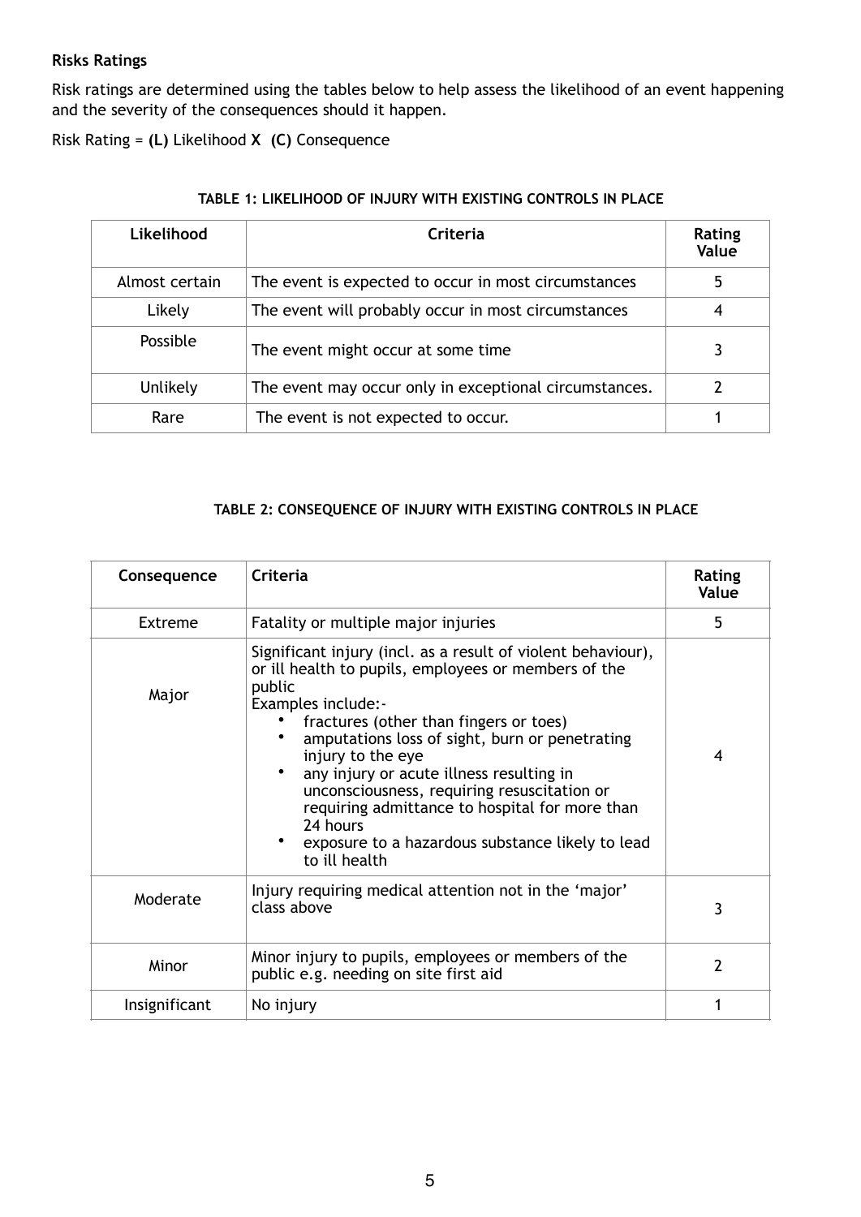**Risks Ratings**

Risk ratings are determined using the tables below to help assess the likelihood of an event happening and the severity of the consequences should it happen.

Risk Rating = **(L)** Likelihood **X (C)** Consequence

**TABLE 1: LIKELIHOOD OF INJURY WITH EXISTING CONTROLS IN PLACE**

| Likelihood | Criteria | Rating Value |
|---|---|---|
| Almost certain | The event is expected to occur in most circumstances | 5 |
| Likely | The event will probably occur in most circumstances | 4 |
| Possible | The event might occur at some time | 3 |
| Unlikely | The event may occur only in exceptional circumstances. | 2 |
| Rare | The event is not expected to occur. | 1 |

**TABLE 2: CONSEQUENCE OF INJURY WITH EXISTING CONTROLS IN PLACE**

| Consequence | Criteria | Rating Value |
|---|---|---|
| Extreme | Fatality or multiple major injuries | 5 |
| Major | Significant injury (incl. as a result of violent behaviour), or ill health to pupils, employees or members of the public<br>Examples include:-<br>• fractures (other than fingers or toes)<br>• amputations loss of sight, burn or penetrating injury to the eye<br>• any injury or acute illness resulting in unconsciousness, requiring resuscitation or requiring admittance to hospital for more than 24 hours<br>• exposure to a hazardous substance likely to lead to ill health | 4 |
| Moderate | Injury requiring medical attention not in the 'major' class above | 3 |
| Minor | Minor injury to pupils, employees or members of the public e.g. needing on site first aid | 2 |
| Insignificant | No injury | 1 |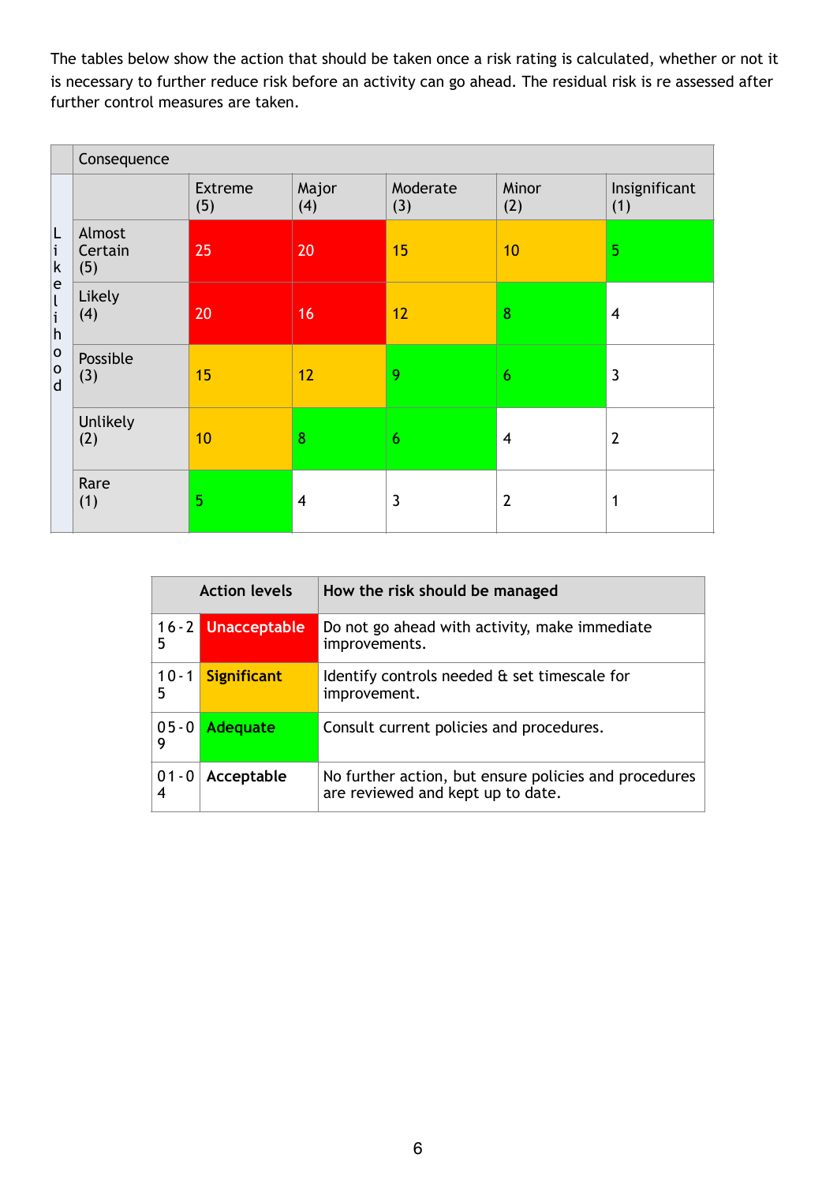The tables below show the action that should be taken once a risk rating is calculated, whether or not it is necessary to further reduce risk before an activity can go ahead. The residual risk is re assessed after further control measures are taken.

| | | Consequence | | | | |
|---|---|---|---|---|---|---|
| | | Extreme (5) | Major (4) | Moderate (3) | Minor (2) | Insignificant (1) |
| Likelihood | Almost Certain (5) | 25 | 20 | 15 | 10 | 5 |
| | Likely (4) | 20 | 16 | 12 | 8 | 4 |
| | Possible (3) | 15 | 12 | 9 | 6 | 3 |
| | Unlikely (2) | 10 | 8 | 6 | 4 | 2 |
| | Rare (1) | 5 | 4 | 3 | 2 | 1 |

| Action levels | | How the risk should be managed |
|---|---|---|
| 16-25 | **Unacceptable** | Do not go ahead with activity, make immediate improvements. |
| 10-15 | **Significant** | Identify controls needed & set timescale for improvement. |
| 05-09 | **Adequate** | Consult current policies and procedures. |
| 01-04 | **Acceptable** | No further action, but ensure policies and procedures are reviewed and kept up to date. |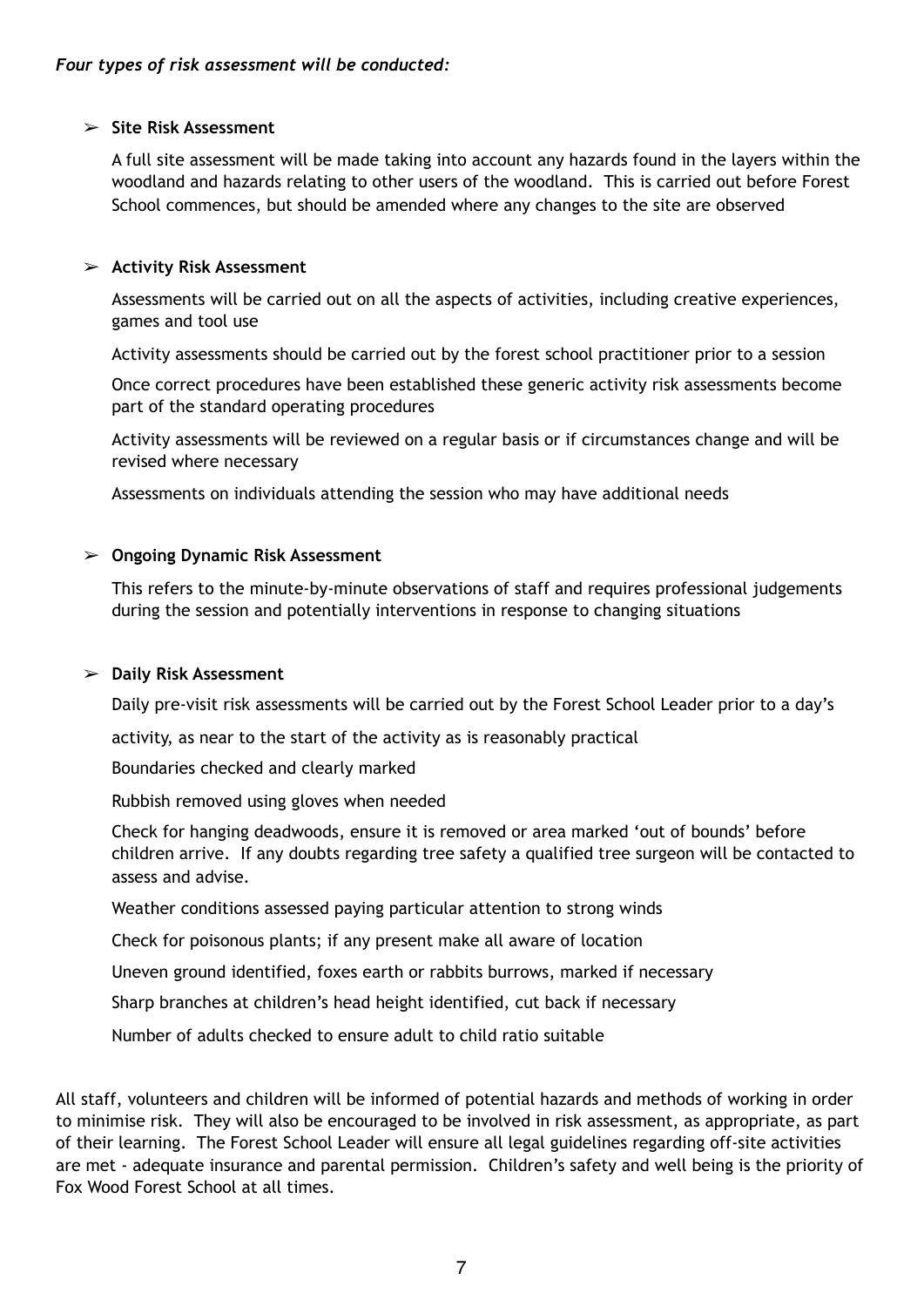***Four types of risk assessment will be conducted:***

- **Site Risk Assessment**

  A full site assessment will be made taking into account any hazards found in the layers within the woodland and hazards relating to other users of the woodland. This is carried out before Forest School commences, but should be amended where any changes to the site are observed

- **Activity Risk Assessment**

  Assessments will be carried out on all the aspects of activities, including creative experiences, games and tool use

  Activity assessments should be carried out by the forest school practitioner prior to a session

  Once correct procedures have been established these generic activity risk assessments become part of the standard operating procedures

  Activity assessments will be reviewed on a regular basis or if circumstances change and will be revised where necessary

  Assessments on individuals attending the session who may have additional needs

- **Ongoing Dynamic Risk Assessment**

  This refers to the minute-by-minute observations of staff and requires professional judgements during the session and potentially interventions in response to changing situations

- **Daily Risk Assessment**

  Daily pre-visit risk assessments will be carried out by the Forest School Leader prior to a day's

  activity, as near to the start of the activity as is reasonably practical

  Boundaries checked and clearly marked

  Rubbish removed using gloves when needed

  Check for hanging deadwoods, ensure it is removed or area marked 'out of bounds' before children arrive. If any doubts regarding tree safety a qualified tree surgeon will be contacted to assess and advise.

  Weather conditions assessed paying particular attention to strong winds

  Check for poisonous plants; if any present make all aware of location

  Uneven ground identified, foxes earth or rabbits burrows, marked if necessary

  Sharp branches at children's head height identified, cut back if necessary

  Number of adults checked to ensure adult to child ratio suitable

All staff, volunteers and children will be informed of potential hazards and methods of working in order to minimise risk. They will also be encouraged to be involved in risk assessment, as appropriate, as part of their learning. The Forest School Leader will ensure all legal guidelines regarding off-site activities are met - adequate insurance and parental permission. Children's safety and well being is the priority of Fox Wood Forest School at all times.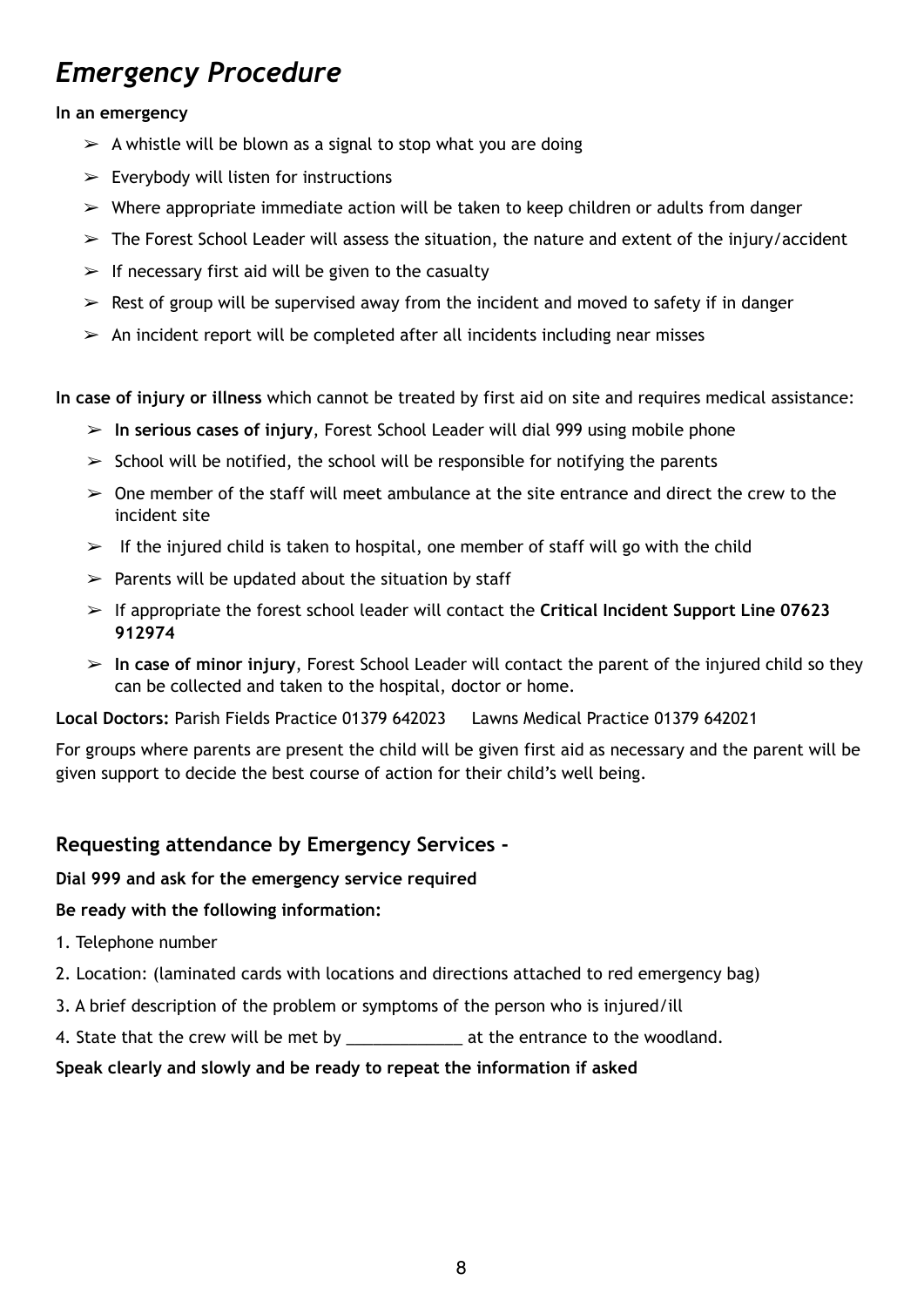# *Emergency Procedure*

**In an emergency**

- A whistle will be blown as a signal to stop what you are doing
- Everybody will listen for instructions
- Where appropriate immediate action will be taken to keep children or adults from danger
- The Forest School Leader will assess the situation, the nature and extent of the injury/accident
- If necessary first aid will be given to the casualty
- Rest of group will be supervised away from the incident and moved to safety if in danger
- An incident report will be completed after all incidents including near misses

**In case of injury or illness** which cannot be treated by first aid on site and requires medical assistance:

- **In serious cases of injury**, Forest School Leader will dial 999 using mobile phone
- School will be notified, the school will be responsible for notifying the parents
- One member of the staff will meet ambulance at the site entrance and direct the crew to the incident site
- If the injured child is taken to hospital, one member of staff will go with the child
- Parents will be updated about the situation by staff
- If appropriate the forest school leader will contact the **Critical Incident Support Line 07623 912974**
- **In case of minor injury**, Forest School Leader will contact the parent of the injured child so they can be collected and taken to the hospital, doctor or home.

**Local Doctors:** Parish Fields Practice 01379 642023     Lawns Medical Practice 01379 642021

For groups where parents are present the child will be given first aid as necessary and the parent will be given support to decide the best course of action for their child's well being.

## Requesting attendance by Emergency Services -

**Dial 999 and ask for the emergency service required**

**Be ready with the following information:**

1. Telephone number
2. Location: (laminated cards with locations and directions attached to red emergency bag)
3. A brief description of the problem or symptoms of the person who is injured/ill
4. State that the crew will be met by _____________ at the entrance to the woodland.

**Speak clearly and slowly and be ready to repeat the information if asked**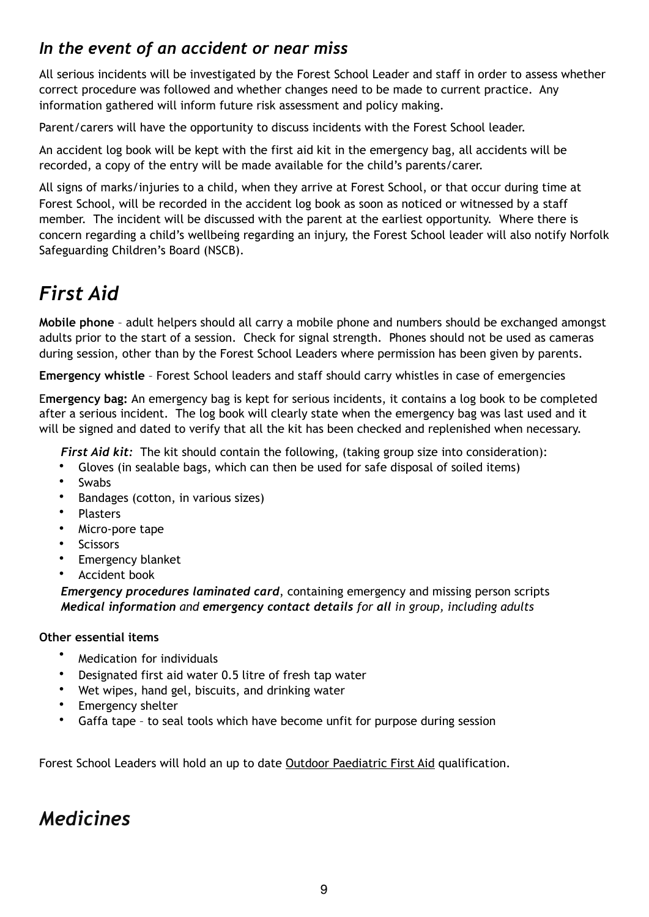### *In the event of an accident or near miss*

All serious incidents will be investigated by the Forest School Leader and staff in order to assess whether correct procedure was followed and whether changes need to be made to current practice. Any information gathered will inform future risk assessment and policy making.

Parent/carers will have the opportunity to discuss incidents with the Forest School leader.

An accident log book will be kept with the first aid kit in the emergency bag, all accidents will be recorded, a copy of the entry will be made available for the child's parents/carer.

All signs of marks/injuries to a child, when they arrive at Forest School, or that occur during time at Forest School, will be recorded in the accident log book as soon as noticed or witnessed by a staff member. The incident will be discussed with the parent at the earliest opportunity. Where there is concern regarding a child's wellbeing regarding an injury, the Forest School leader will also notify Norfolk Safeguarding Children's Board (NSCB).

## *First Aid*

**Mobile phone** – adult helpers should all carry a mobile phone and numbers should be exchanged amongst adults prior to the start of a session. Check for signal strength. Phones should not be used as cameras during session, other than by the Forest School Leaders where permission has been given by parents.

**Emergency whistle** – Forest School leaders and staff should carry whistles in case of emergencies

**Emergency bag:** An emergency bag is kept for serious incidents, it contains a log book to be completed after a serious incident. The log book will clearly state when the emergency bag was last used and it will be signed and dated to verify that all the kit has been checked and replenished when necessary.

***First Aid kit:*** The kit should contain the following, (taking group size into consideration):

- Gloves (in sealable bags, which can then be used for safe disposal of soiled items)
- Swabs
- Bandages (cotton, in various sizes)
- Plasters
- Micro-pore tape
- Scissors
- Emergency blanket
- Accident book

***Emergency procedures laminated card***, containing emergency and missing person scripts
***Medical information*** *and* ***emergency contact details*** *for* ***all*** *in group, including adults*

**Other essential items**

- Medication for individuals
- Designated first aid water 0.5 litre of fresh tap water
- Wet wipes, hand gel, biscuits, and drinking water
- Emergency shelter
- Gaffa tape – to seal tools which have become unfit for purpose during session

Forest School Leaders will hold an up to date Outdoor Paediatric First Aid qualification.

## *Medicines*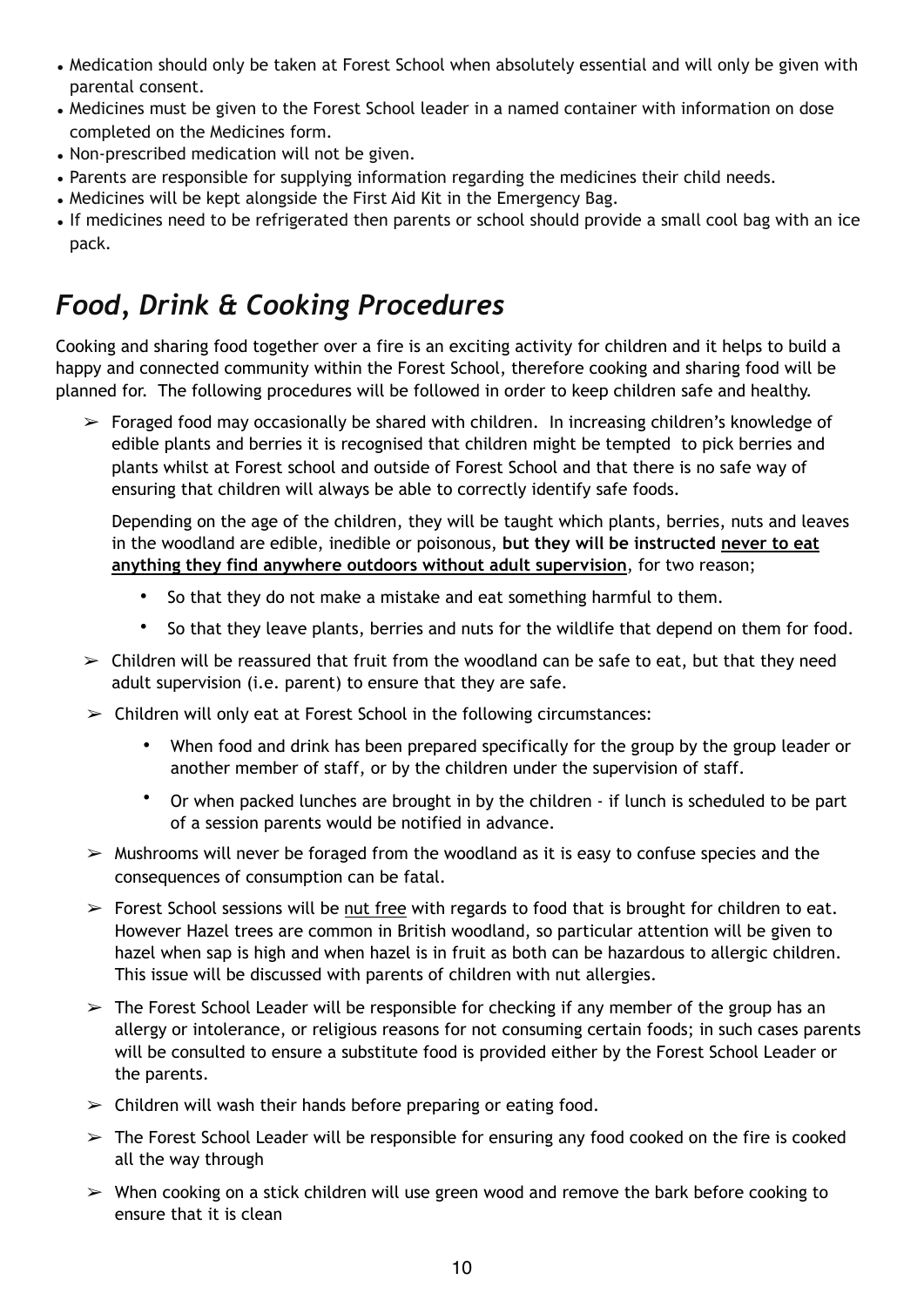- Medication should only be taken at Forest School when absolutely essential and will only be given with parental consent.
- Medicines must be given to the Forest School leader in a named container with information on dose completed on the Medicines form.
- Non-prescribed medication will not be given.
- Parents are responsible for supplying information regarding the medicines their child needs.
- Medicines will be kept alongside the First Aid Kit in the Emergency Bag.
- If medicines need to be refrigerated then parents or school should provide a small cool bag with an ice pack.

## *Food, Drink & Cooking Procedures*

Cooking and sharing food together over a fire is an exciting activity for children and it helps to build a happy and connected community within the Forest School, therefore cooking and sharing food will be planned for. The following procedures will be followed in order to keep children safe and healthy.

- ➢ Foraged food may occasionally be shared with children. In increasing children's knowledge of edible plants and berries it is recognised that children might be tempted to pick berries and plants whilst at Forest school and outside of Forest School and that there is no safe way of ensuring that children will always be able to correctly identify safe foods.

  Depending on the age of the children, they will be taught which plants, berries, nuts and leaves in the woodland are edible, inedible or poisonous, **but they will be instructed <u>never to eat anything they find anywhere outdoors without adult supervision</u>**, for two reason;

  - So that they do not make a mistake and eat something harmful to them.
  - So that they leave plants, berries and nuts for the wildlife that depend on them for food.
- ➢ Children will be reassured that fruit from the woodland can be safe to eat, but that they need adult supervision (i.e. parent) to ensure that they are safe.
- ➢ Children will only eat at Forest School in the following circumstances:
  - When food and drink has been prepared specifically for the group by the group leader or another member of staff, or by the children under the supervision of staff.
  - Or when packed lunches are brought in by the children - if lunch is scheduled to be part of a session parents would be notified in advance.
- ➢ Mushrooms will never be foraged from the woodland as it is easy to confuse species and the consequences of consumption can be fatal.
- ➢ Forest School sessions will be <u>nut free</u> with regards to food that is brought for children to eat. However Hazel trees are common in British woodland, so particular attention will be given to hazel when sap is high and when hazel is in fruit as both can be hazardous to allergic children. This issue will be discussed with parents of children with nut allergies.
- ➢ The Forest School Leader will be responsible for checking if any member of the group has an allergy or intolerance, or religious reasons for not consuming certain foods; in such cases parents will be consulted to ensure a substitute food is provided either by the Forest School Leader or the parents.
- ➢ Children will wash their hands before preparing or eating food.
- ➢ The Forest School Leader will be responsible for ensuring any food cooked on the fire is cooked all the way through
- ➢ When cooking on a stick children will use green wood and remove the bark before cooking to ensure that it is clean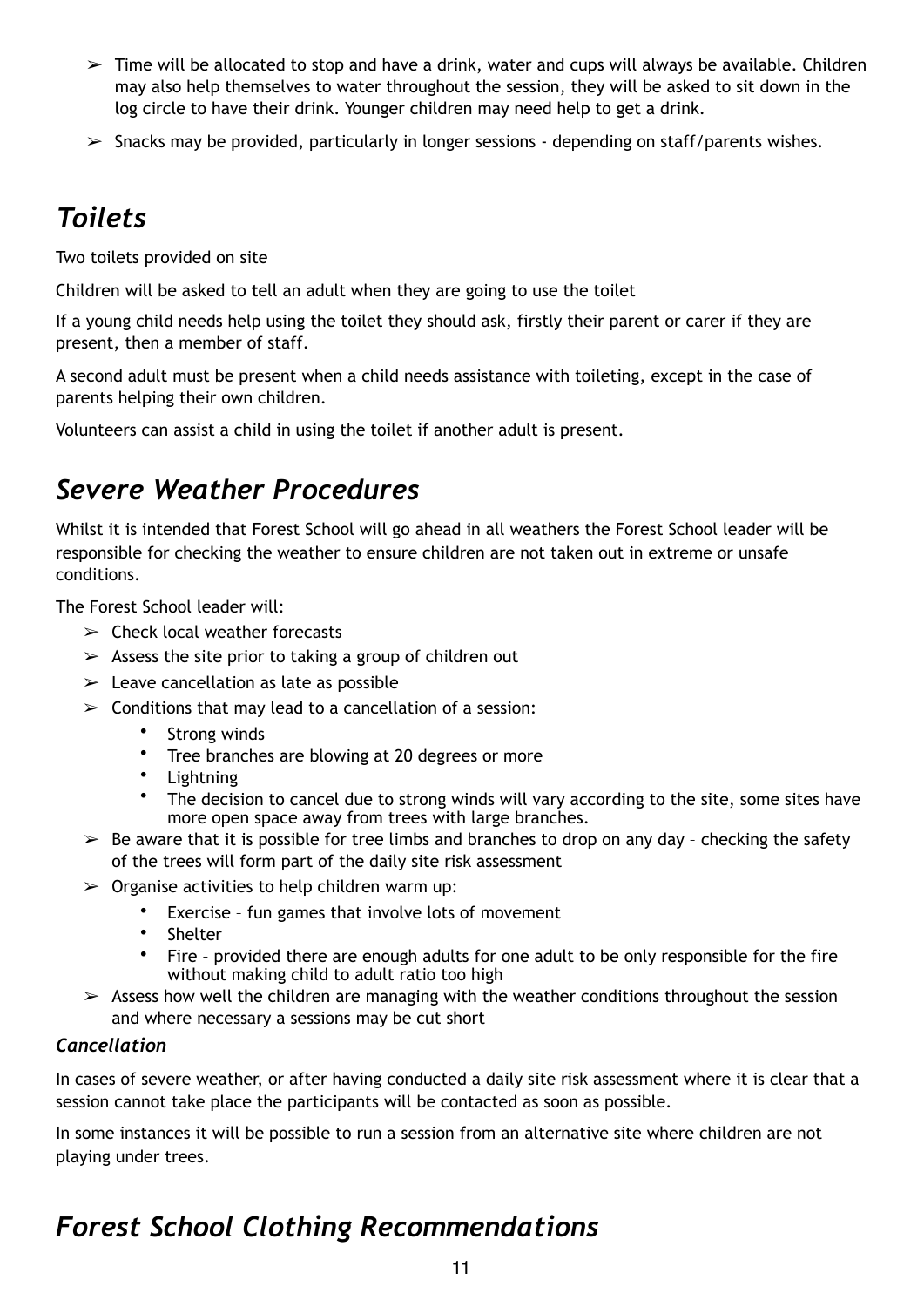- ➢ Time will be allocated to stop and have a drink, water and cups will always be available. Children may also help themselves to water throughout the session, they will be asked to sit down in the log circle to have their drink. Younger children may need help to get a drink.
- ➢ Snacks may be provided, particularly in longer sessions - depending on staff/parents wishes.

## *Toilets*

Two toilets provided on site

Children will be asked to **t**ell an adult when they are going to use the toilet

If a young child needs help using the toilet they should ask, firstly their parent or carer if they are present, then a member of staff.

A second adult must be present when a child needs assistance with toileting, except in the case of parents helping their own children.

Volunteers can assist a child in using the toilet if another adult is present.

## *Severe Weather Procedures*

Whilst it is intended that Forest School will go ahead in all weathers the Forest School leader will be responsible for checking the weather to ensure children are not taken out in extreme or unsafe conditions.

The Forest School leader will:

- ➢ Check local weather forecasts
- ➢ Assess the site prior to taking a group of children out
- ➢ Leave cancellation as late as possible
- ➢ Conditions that may lead to a cancellation of a session:
    - Strong winds
    - Tree branches are blowing at 20 degrees or more
    - Lightning
    - The decision to cancel due to strong winds will vary according to the site, some sites have more open space away from trees with large branches.
- ➢ Be aware that it is possible for tree limbs and branches to drop on any day – checking the safety of the trees will form part of the daily site risk assessment
- ➢ Organise activities to help children warm up:
    - Exercise – fun games that involve lots of movement
    - Shelter
    - Fire – provided there are enough adults for one adult to be only responsible for the fire without making child to adult ratio too high
- ➢ Assess how well the children are managing with the weather conditions throughout the session and where necessary a sessions may be cut short

### *Cancellation*

In cases of severe weather, or after having conducted a daily site risk assessment where it is clear that a session cannot take place the participants will be contacted as soon as possible.

In some instances it will be possible to run a session from an alternative site where children are not playing under trees.

## *Forest School Clothing Recommendations*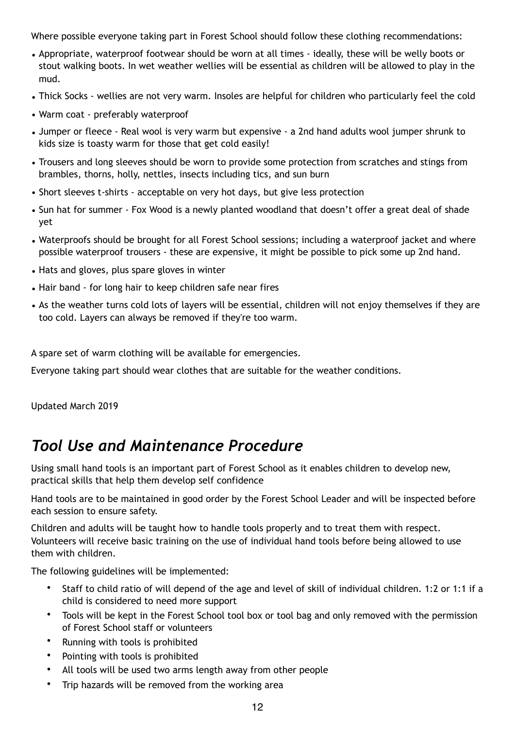Where possible everyone taking part in Forest School should follow these clothing recommendations:

- Appropriate, waterproof footwear should be worn at all times - ideally, these will be welly boots or stout walking boots. In wet weather wellies will be essential as children will be allowed to play in the mud.
- Thick Socks - wellies are not very warm. Insoles are helpful for children who particularly feel the cold
- Warm coat - preferably waterproof
- Jumper or fleece - Real wool is very warm but expensive - a 2nd hand adults wool jumper shrunk to kids size is toasty warm for those that get cold easily!
- Trousers and long sleeves should be worn to provide some protection from scratches and stings from brambles, thorns, holly, nettles, insects including tics, and sun burn
- Short sleeves t-shirts - acceptable on very hot days, but give less protection
- Sun hat for summer - Fox Wood is a newly planted woodland that doesn't offer a great deal of shade yet
- Waterproofs should be brought for all Forest School sessions; including a waterproof jacket and where possible waterproof trousers - these are expensive, it might be possible to pick some up 2nd hand.
- Hats and gloves, plus spare gloves in winter
- Hair band - for long hair to keep children safe near fires
- As the weather turns cold lots of layers will be essential, children will not enjoy themselves if they are too cold. Layers can always be removed if they're too warm.

A spare set of warm clothing will be available for emergencies.

Everyone taking part should wear clothes that are suitable for the weather conditions.

Updated March 2019

## *Tool Use and Maintenance Procedure*

Using small hand tools is an important part of Forest School as it enables children to develop new, practical skills that help them develop self confidence

Hand tools are to be maintained in good order by the Forest School Leader and will be inspected before each session to ensure safety.

Children and adults will be taught how to handle tools properly and to treat them with respect. Volunteers will receive basic training on the use of individual hand tools before being allowed to use them with children.

The following guidelines will be implemented:

- Staff to child ratio of will depend of the age and level of skill of individual children. 1:2 or 1:1 if a child is considered to need more support
- Tools will be kept in the Forest School tool box or tool bag and only removed with the permission of Forest School staff or volunteers
- Running with tools is prohibited
- Pointing with tools is prohibited
- All tools will be used two arms length away from other people
- Trip hazards will be removed from the working area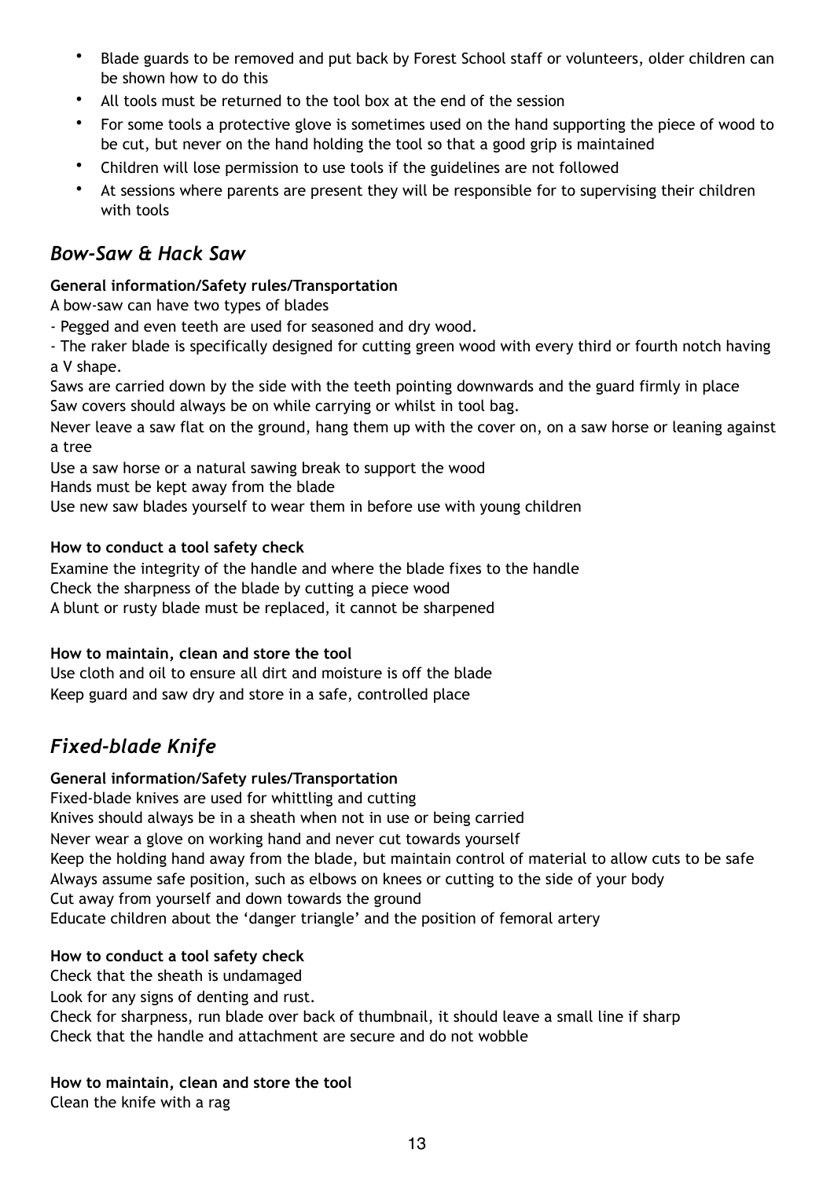- Blade guards to be removed and put back by Forest School staff or volunteers, older children can be shown how to do this
- All tools must be returned to the tool box at the end of the session
- For some tools a protective glove is sometimes used on the hand supporting the piece of wood to be cut, but never on the hand holding the tool so that a good grip is maintained
- Children will lose permission to use tools if the guidelines are not followed
- At sessions where parents are present they will be responsible for to supervising their children with tools

## *Bow-Saw & Hack Saw*

**General information/Safety rules/Transportation**

A bow-saw can have two types of blades

- Pegged and even teeth are used for seasoned and dry wood.

- The raker blade is specifically designed for cutting green wood with every third or fourth notch having a V shape.

Saws are carried down by the side with the teeth pointing downwards and the guard firmly in place

Saw covers should always be on while carrying or whilst in tool bag.

Never leave a saw flat on the ground, hang them up with the cover on, on a saw horse or leaning against a tree

Use a saw horse or a natural sawing break to support the wood

Hands must be kept away from the blade

Use new saw blades yourself to wear them in before use with young children

**How to conduct a tool safety check**

Examine the integrity of the handle and where the blade fixes to the handle

Check the sharpness of the blade by cutting a piece wood

A blunt or rusty blade must be replaced, it cannot be sharpened

**How to maintain, clean and store the tool**

Use cloth and oil to ensure all dirt and moisture is off the blade

Keep guard and saw dry and store in a safe, controlled place

## *Fixed-blade Knife*

**General information/Safety rules/Transportation**

Fixed-blade knives are used for whittling and cutting

Knives should always be in a sheath when not in use or being carried

Never wear a glove on working hand and never cut towards yourself

Keep the holding hand away from the blade, but maintain control of material to allow cuts to be safe

Always assume safe position, such as elbows on knees or cutting to the side of your body

Cut away from yourself and down towards the ground

Educate children about the 'danger triangle' and the position of femoral artery

**How to conduct a tool safety check**

Check that the sheath is undamaged

Look for any signs of denting and rust.

Check for sharpness, run blade over back of thumbnail, it should leave a small line if sharp

Check that the handle and attachment are secure and do not wobble

**How to maintain, clean and store the tool**

Clean the knife with a rag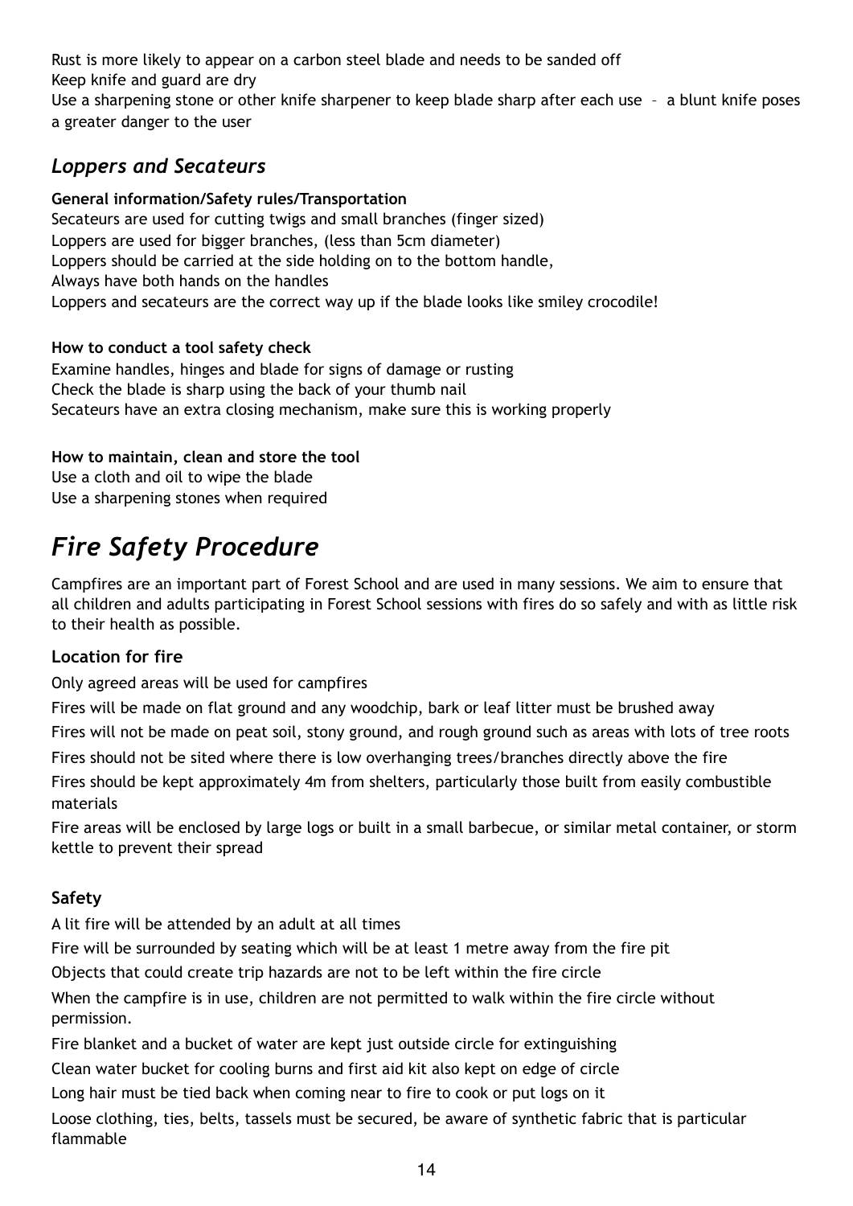Rust is more likely to appear on a carbon steel blade and needs to be sanded off

Keep knife and guard are dry

Use a sharpening stone or other knife sharpener to keep blade sharp after each use – a blunt knife poses a greater danger to the user

### *Loppers and Secateurs*

**General information/Safety rules/Transportation**

Secateurs are used for cutting twigs and small branches (finger sized)

Loppers are used for bigger branches, (less than 5cm diameter)

Loppers should be carried at the side holding on to the bottom handle,

Always have both hands on the handles

Loppers and secateurs are the correct way up if the blade looks like smiley crocodile!

**How to conduct a tool safety check**

Examine handles, hinges and blade for signs of damage or rusting

Check the blade is sharp using the back of your thumb nail

Secateurs have an extra closing mechanism, make sure this is working properly

**How to maintain, clean and store the tool**

Use a cloth and oil to wipe the blade

Use a sharpening stones when required

## *Fire Safety Procedure*

Campfires are an important part of Forest School and are used in many sessions. We aim to ensure that all children and adults participating in Forest School sessions with fires do so safely and with as little risk to their health as possible.

### Location for fire

Only agreed areas will be used for campfires

Fires will be made on flat ground and any woodchip, bark or leaf litter must be brushed away

Fires will not be made on peat soil, stony ground, and rough ground such as areas with lots of tree roots

Fires should not be sited where there is low overhanging trees/branches directly above the fire

Fires should be kept approximately 4m from shelters, particularly those built from easily combustible materials

Fire areas will be enclosed by large logs or built in a small barbecue, or similar metal container, or storm kettle to prevent their spread

### Safety

A lit fire will be attended by an adult at all times

Fire will be surrounded by seating which will be at least 1 metre away from the fire pit

Objects that could create trip hazards are not to be left within the fire circle

When the campfire is in use, children are not permitted to walk within the fire circle without permission.

Fire blanket and a bucket of water are kept just outside circle for extinguishing

Clean water bucket for cooling burns and first aid kit also kept on edge of circle

Long hair must be tied back when coming near to fire to cook or put logs on it

Loose clothing, ties, belts, tassels must be secured, be aware of synthetic fabric that is particular flammable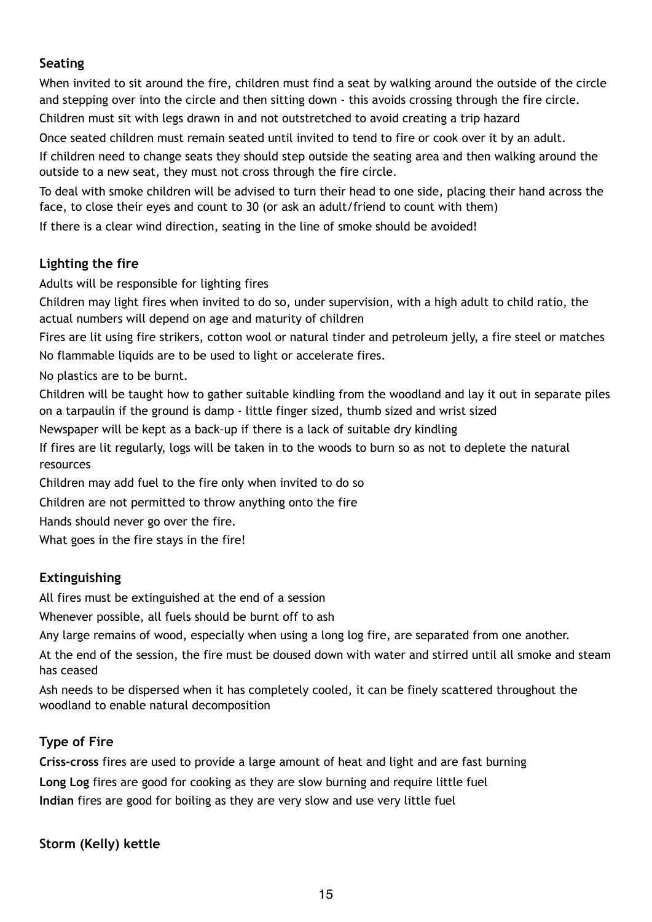### Seating

When invited to sit around the fire, children must find a seat by walking around the outside of the circle and stepping over into the circle and then sitting down - this avoids crossing through the fire circle.

Children must sit with legs drawn in and not outstretched to avoid creating a trip hazard

Once seated children must remain seated until invited to tend to fire or cook over it by an adult.

If children need to change seats they should step outside the seating area and then walking around the outside to a new seat, they must not cross through the fire circle.

To deal with smoke children will be advised to turn their head to one side, placing their hand across the face, to close their eyes and count to 30 (or ask an adult/friend to count with them)

If there is a clear wind direction, seating in the line of smoke should be avoided!

### Lighting the fire

Adults will be responsible for lighting fires

Children may light fires when invited to do so, under supervision, with a high adult to child ratio, the actual numbers will depend on age and maturity of children

Fires are lit using fire strikers, cotton wool or natural tinder and petroleum jelly, a fire steel or matches

No flammable liquids are to be used to light or accelerate fires.

No plastics are to be burnt.

Children will be taught how to gather suitable kindling from the woodland and lay it out in separate piles on a tarpaulin if the ground is damp - little finger sized, thumb sized and wrist sized

Newspaper will be kept as a back-up if there is a lack of suitable dry kindling

If fires are lit regularly, logs will be taken in to the woods to burn so as not to deplete the natural resources

Children may add fuel to the fire only when invited to do so

Children are not permitted to throw anything onto the fire

Hands should never go over the fire.

What goes in the fire stays in the fire!

### Extinguishing

All fires must be extinguished at the end of a session

Whenever possible, all fuels should be burnt off to ash

Any large remains of wood, especially when using a long log fire, are separated from one another.

At the end of the session, the fire must be doused down with water and stirred until all smoke and steam has ceased

Ash needs to be dispersed when it has completely cooled, it can be finely scattered throughout the woodland to enable natural decomposition

### Type of Fire

**Criss-cross** fires are used to provide a large amount of heat and light and are fast burning

**Long Log** fires are good for cooking as they are slow burning and require little fuel

**Indian** fires are good for boiling as they are very slow and use very little fuel

### Storm (Kelly) kettle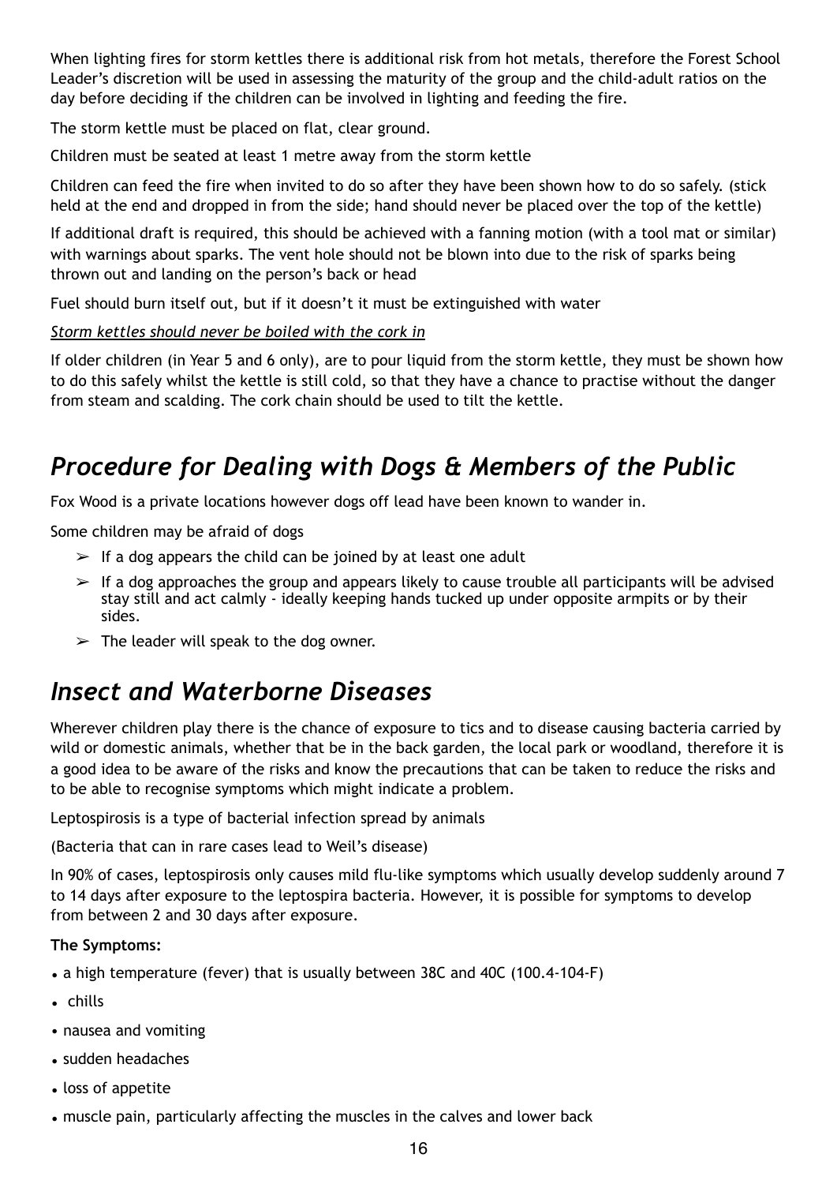When lighting fires for storm kettles there is additional risk from hot metals, therefore the Forest School Leader's discretion will be used in assessing the maturity of the group and the child-adult ratios on the day before deciding if the children can be involved in lighting and feeding the fire.

The storm kettle must be placed on flat, clear ground.

Children must be seated at least 1 metre away from the storm kettle

Children can feed the fire when invited to do so after they have been shown how to do so safely. (stick held at the end and dropped in from the side; hand should never be placed over the top of the kettle)

If additional draft is required, this should be achieved with a fanning motion (with a tool mat or similar) with warnings about sparks. The vent hole should not be blown into due to the risk of sparks being thrown out and landing on the person's back or head

Fuel should burn itself out, but if it doesn't it must be extinguished with water

*Storm kettles should never be boiled with the cork in*

If older children (in Year 5 and 6 only), are to pour liquid from the storm kettle, they must be shown how to do this safely whilst the kettle is still cold, so that they have a chance to practise without the danger from steam and scalding. The cork chain should be used to tilt the kettle.

## *Procedure for Dealing with Dogs & Members of the Public*

Fox Wood is a private locations however dogs off lead have been known to wander in.

Some children may be afraid of dogs

- ➢ If a dog appears the child can be joined by at least one adult
- ➢ If a dog approaches the group and appears likely to cause trouble all participants will be advised stay still and act calmly - ideally keeping hands tucked up under opposite armpits or by their sides.
- ➢ The leader will speak to the dog owner.

## *Insect and Waterborne Diseases*

Wherever children play there is the chance of exposure to tics and to disease causing bacteria carried by wild or domestic animals, whether that be in the back garden, the local park or woodland, therefore it is a good idea to be aware of the risks and know the precautions that can be taken to reduce the risks and to be able to recognise symptoms which might indicate a problem.

Leptospirosis is a type of bacterial infection spread by animals

(Bacteria that can in rare cases lead to Weil's disease)

In 90% of cases, leptospirosis only causes mild flu-like symptoms which usually develop suddenly around 7 to 14 days after exposure to the leptospira bacteria. However, it is possible for symptoms to develop from between 2 and 30 days after exposure.

**The Symptoms:**

- a high temperature (fever) that is usually between 38C and 40C (100.4-104-F)
- chills
- nausea and vomiting
- sudden headaches
- loss of appetite
- muscle pain, particularly affecting the muscles in the calves and lower back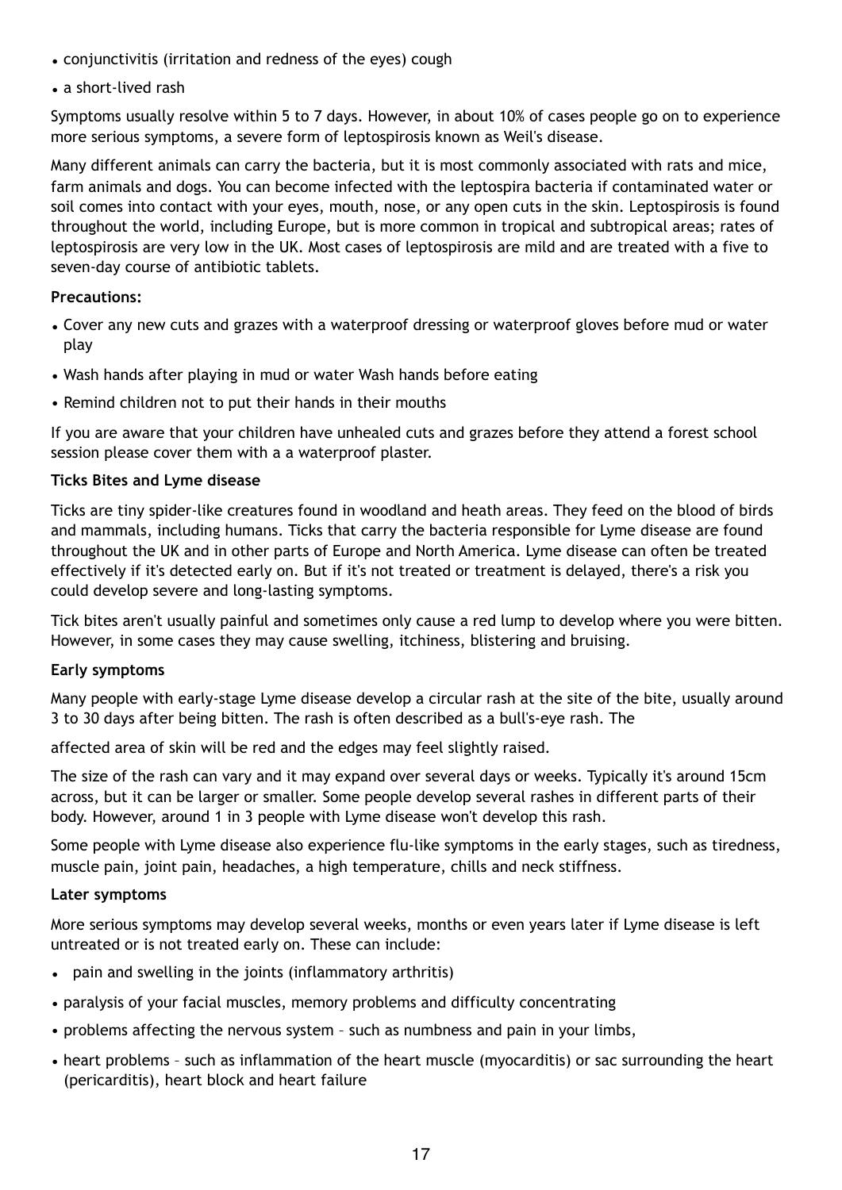- conjunctivitis (irritation and redness of the eyes) cough
- a short-lived rash

Symptoms usually resolve within 5 to 7 days. However, in about 10% of cases people go on to experience more serious symptoms, a severe form of leptospirosis known as Weil's disease.

Many different animals can carry the bacteria, but it is most commonly associated with rats and mice, farm animals and dogs. You can become infected with the leptospira bacteria if contaminated water or soil comes into contact with your eyes, mouth, nose, or any open cuts in the skin. Leptospirosis is found throughout the world, including Europe, but is more common in tropical and subtropical areas; rates of leptospirosis are very low in the UK. Most cases of leptospirosis are mild and are treated with a five to seven-day course of antibiotic tablets.

**Precautions:**

- Cover any new cuts and grazes with a waterproof dressing or waterproof gloves before mud or water play
- Wash hands after playing in mud or water Wash hands before eating
- Remind children not to put their hands in their mouths

If you are aware that your children have unhealed cuts and grazes before they attend a forest school session please cover them with a a waterproof plaster.

**Ticks Bites and Lyme disease**

Ticks are tiny spider-like creatures found in woodland and heath areas. They feed on the blood of birds and mammals, including humans. Ticks that carry the bacteria responsible for Lyme disease are found throughout the UK and in other parts of Europe and North America. Lyme disease can often be treated effectively if it's detected early on. But if it's not treated or treatment is delayed, there's a risk you could develop severe and long-lasting symptoms.

Tick bites aren't usually painful and sometimes only cause a red lump to develop where you were bitten. However, in some cases they may cause swelling, itchiness, blistering and bruising.

**Early symptoms**

Many people with early-stage Lyme disease develop a circular rash at the site of the bite, usually around 3 to 30 days after being bitten. The rash is often described as a bull's-eye rash. The

affected area of skin will be red and the edges may feel slightly raised.

The size of the rash can vary and it may expand over several days or weeks. Typically it's around 15cm across, but it can be larger or smaller. Some people develop several rashes in different parts of their body. However, around 1 in 3 people with Lyme disease won't develop this rash.

Some people with Lyme disease also experience flu-like symptoms in the early stages, such as tiredness, muscle pain, joint pain, headaches, a high temperature, chills and neck stiffness.

**Later symptoms**

More serious symptoms may develop several weeks, months or even years later if Lyme disease is left untreated or is not treated early on. These can include:

- pain and swelling in the joints (inflammatory arthritis)
- paralysis of your facial muscles, memory problems and difficulty concentrating
- problems affecting the nervous system – such as numbness and pain in your limbs,
- heart problems – such as inflammation of the heart muscle (myocarditis) or sac surrounding the heart (pericarditis), heart block and heart failure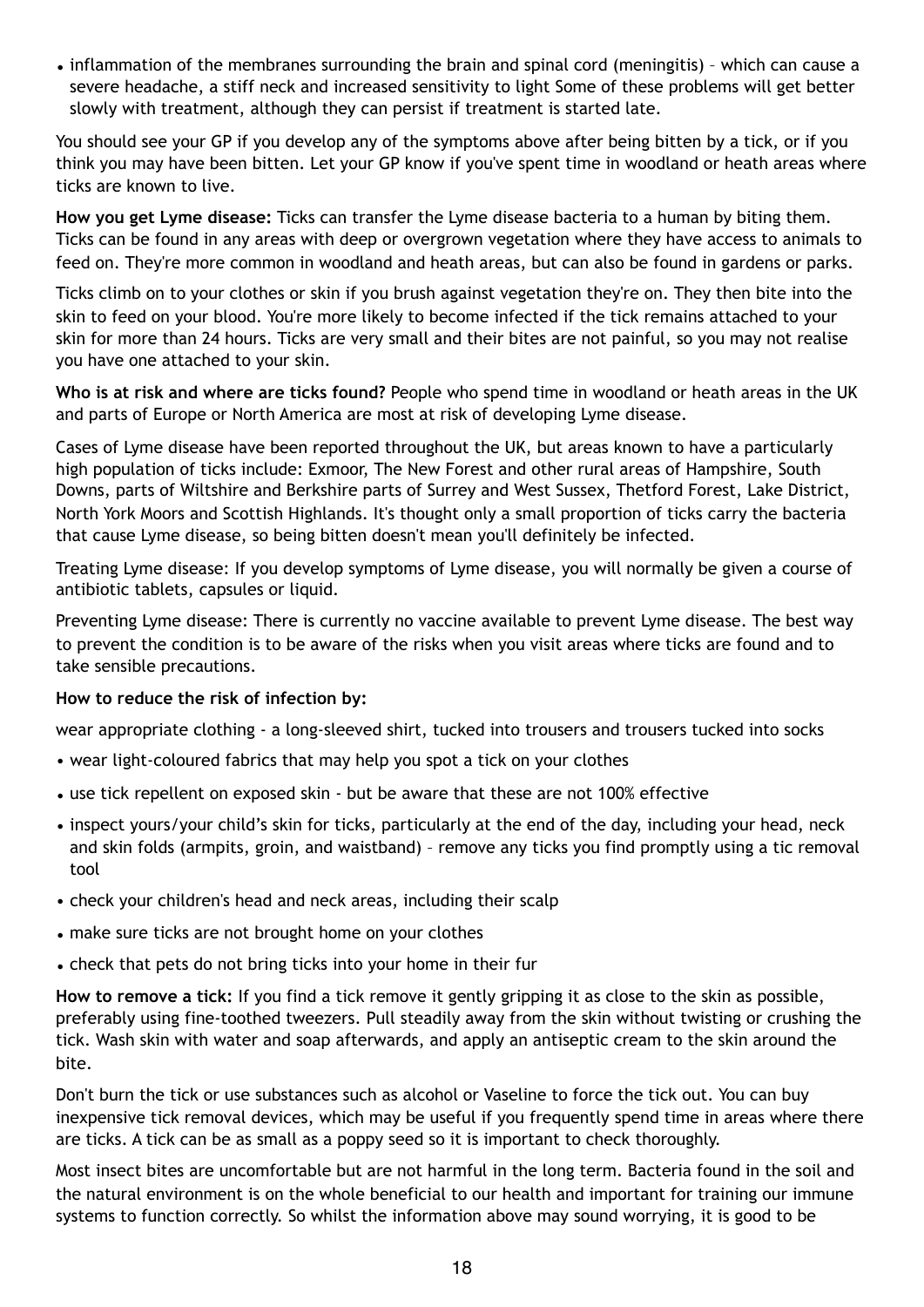- inflammation of the membranes surrounding the brain and spinal cord (meningitis) – which can cause a severe headache, a stiff neck and increased sensitivity to light Some of these problems will get better slowly with treatment, although they can persist if treatment is started late.

You should see your GP if you develop any of the symptoms above after being bitten by a tick, or if you think you may have been bitten. Let your GP know if you've spent time in woodland or heath areas where ticks are known to live.

**How you get Lyme disease:** Ticks can transfer the Lyme disease bacteria to a human by biting them. Ticks can be found in any areas with deep or overgrown vegetation where they have access to animals to feed on. They're more common in woodland and heath areas, but can also be found in gardens or parks.

Ticks climb on to your clothes or skin if you brush against vegetation they're on. They then bite into the skin to feed on your blood. You're more likely to become infected if the tick remains attached to your skin for more than 24 hours. Ticks are very small and their bites are not painful, so you may not realise you have one attached to your skin.

**Who is at risk and where are ticks found?** People who spend time in woodland or heath areas in the UK and parts of Europe or North America are most at risk of developing Lyme disease.

Cases of Lyme disease have been reported throughout the UK, but areas known to have a particularly high population of ticks include: Exmoor, The New Forest and other rural areas of Hampshire, South Downs, parts of Wiltshire and Berkshire parts of Surrey and West Sussex, Thetford Forest, Lake District, North York Moors and Scottish Highlands. It's thought only a small proportion of ticks carry the bacteria that cause Lyme disease, so being bitten doesn't mean you'll definitely be infected.

Treating Lyme disease: If you develop symptoms of Lyme disease, you will normally be given a course of antibiotic tablets, capsules or liquid.

Preventing Lyme disease: There is currently no vaccine available to prevent Lyme disease. The best way to prevent the condition is to be aware of the risks when you visit areas where ticks are found and to take sensible precautions.

**How to reduce the risk of infection by:**

wear appropriate clothing - a long-sleeved shirt, tucked into trousers and trousers tucked into socks

- wear light-coloured fabrics that may help you spot a tick on your clothes
- use tick repellent on exposed skin - but be aware that these are not 100% effective
- inspect yours/your child's skin for ticks, particularly at the end of the day, including your head, neck and skin folds (armpits, groin, and waistband) – remove any ticks you find promptly using a tic removal tool
- check your children's head and neck areas, including their scalp
- make sure ticks are not brought home on your clothes
- check that pets do not bring ticks into your home in their fur

**How to remove a tick:** If you find a tick remove it gently gripping it as close to the skin as possible, preferably using fine-toothed tweezers. Pull steadily away from the skin without twisting or crushing the tick. Wash skin with water and soap afterwards, and apply an antiseptic cream to the skin around the bite.

Don't burn the tick or use substances such as alcohol or Vaseline to force the tick out. You can buy inexpensive tick removal devices, which may be useful if you frequently spend time in areas where there are ticks. A tick can be as small as a poppy seed so it is important to check thoroughly.

Most insect bites are uncomfortable but are not harmful in the long term. Bacteria found in the soil and the natural environment is on the whole beneficial to our health and important for training our immune systems to function correctly. So whilst the information above may sound worrying, it is good to be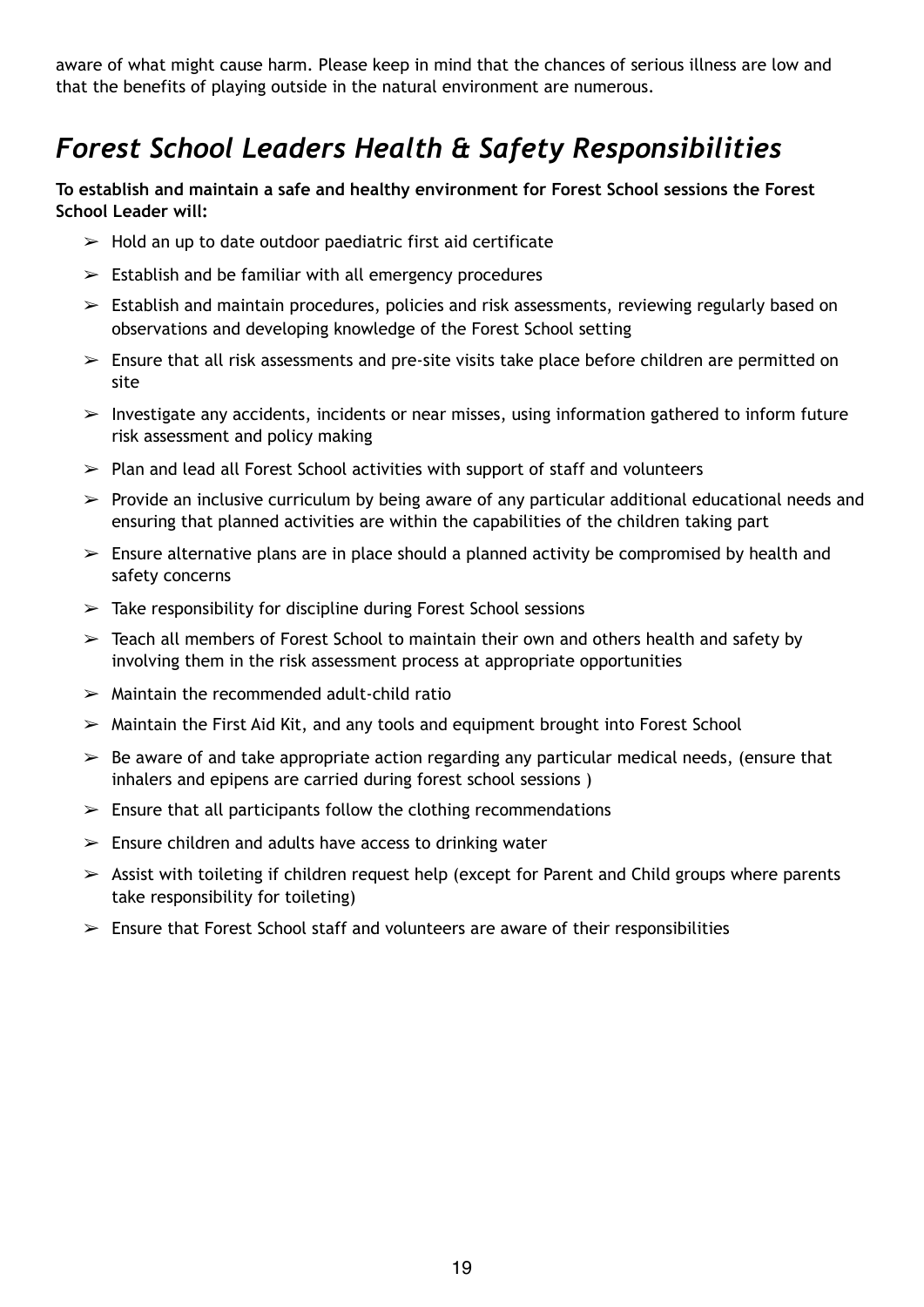aware of what might cause harm. Please keep in mind that the chances of serious illness are low and that the benefits of playing outside in the natural environment are numerous.

## *Forest School Leaders Health & Safety Responsibilities*

**To establish and maintain a safe and healthy environment for Forest School sessions the Forest School Leader will:**

- Hold an up to date outdoor paediatric first aid certificate
- Establish and be familiar with all emergency procedures
- Establish and maintain procedures, policies and risk assessments, reviewing regularly based on observations and developing knowledge of the Forest School setting
- Ensure that all risk assessments and pre-site visits take place before children are permitted on site
- Investigate any accidents, incidents or near misses, using information gathered to inform future risk assessment and policy making
- Plan and lead all Forest School activities with support of staff and volunteers
- Provide an inclusive curriculum by being aware of any particular additional educational needs and ensuring that planned activities are within the capabilities of the children taking part
- Ensure alternative plans are in place should a planned activity be compromised by health and safety concerns
- Take responsibility for discipline during Forest School sessions
- Teach all members of Forest School to maintain their own and others health and safety by involving them in the risk assessment process at appropriate opportunities
- Maintain the recommended adult-child ratio
- Maintain the First Aid Kit, and any tools and equipment brought into Forest School
- Be aware of and take appropriate action regarding any particular medical needs, (ensure that inhalers and epipens are carried during forest school sessions )
- Ensure that all participants follow the clothing recommendations
- Ensure children and adults have access to drinking water
- Assist with toileting if children request help (except for Parent and Child groups where parents take responsibility for toileting)
- Ensure that Forest School staff and volunteers are aware of their responsibilities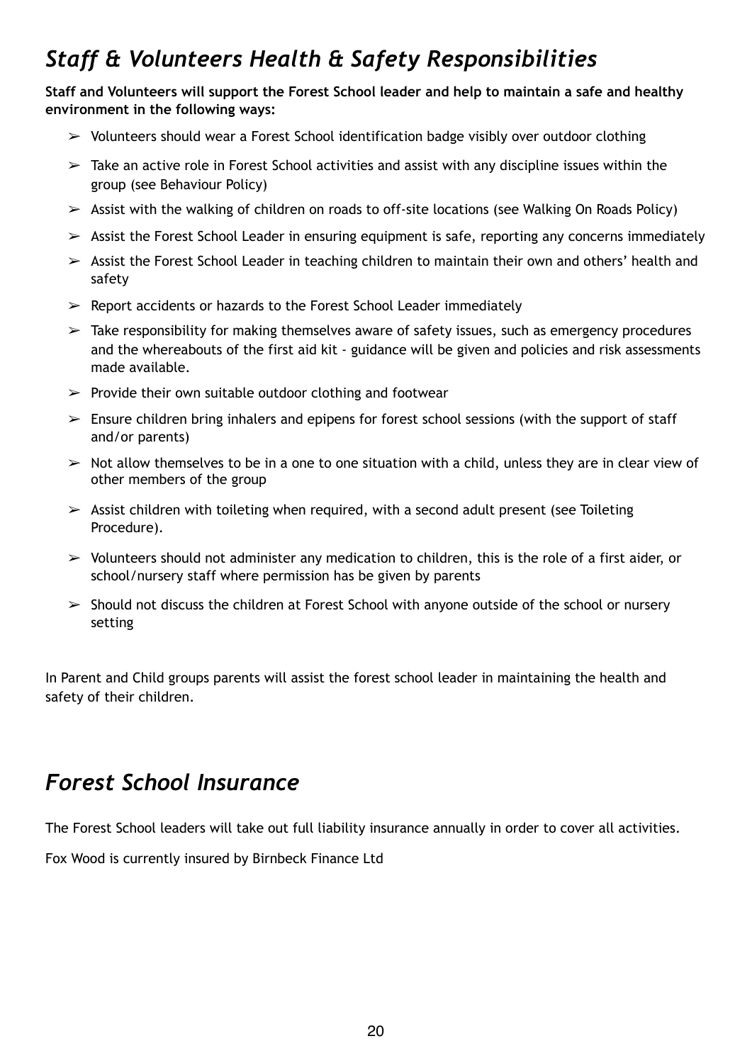## *Staff & Volunteers Health & Safety Responsibilities*

**Staff and Volunteers will support the Forest School leader and help to maintain a safe and healthy environment in the following ways:**

- Volunteers should wear a Forest School identification badge visibly over outdoor clothing
- Take an active role in Forest School activities and assist with any discipline issues within the group (see Behaviour Policy)
- Assist with the walking of children on roads to off-site locations (see Walking On Roads Policy)
- Assist the Forest School Leader in ensuring equipment is safe, reporting any concerns immediately
- Assist the Forest School Leader in teaching children to maintain their own and others' health and safety
- Report accidents or hazards to the Forest School Leader immediately
- Take responsibility for making themselves aware of safety issues, such as emergency procedures and the whereabouts of the first aid kit - guidance will be given and policies and risk assessments made available.
- Provide their own suitable outdoor clothing and footwear
- Ensure children bring inhalers and epipens for forest school sessions (with the support of staff and/or parents)
- Not allow themselves to be in a one to one situation with a child, unless they are in clear view of other members of the group
- Assist children with toileting when required, with a second adult present (see Toileting Procedure).
- Volunteers should not administer any medication to children, this is the role of a first aider, or school/nursery staff where permission has be given by parents
- Should not discuss the children at Forest School with anyone outside of the school or nursery setting

In Parent and Child groups parents will assist the forest school leader in maintaining the health and safety of their children.

## *Forest School Insurance*

The Forest School leaders will take out full liability insurance annually in order to cover all activities.

Fox Wood is currently insured by Birnbeck Finance Ltd